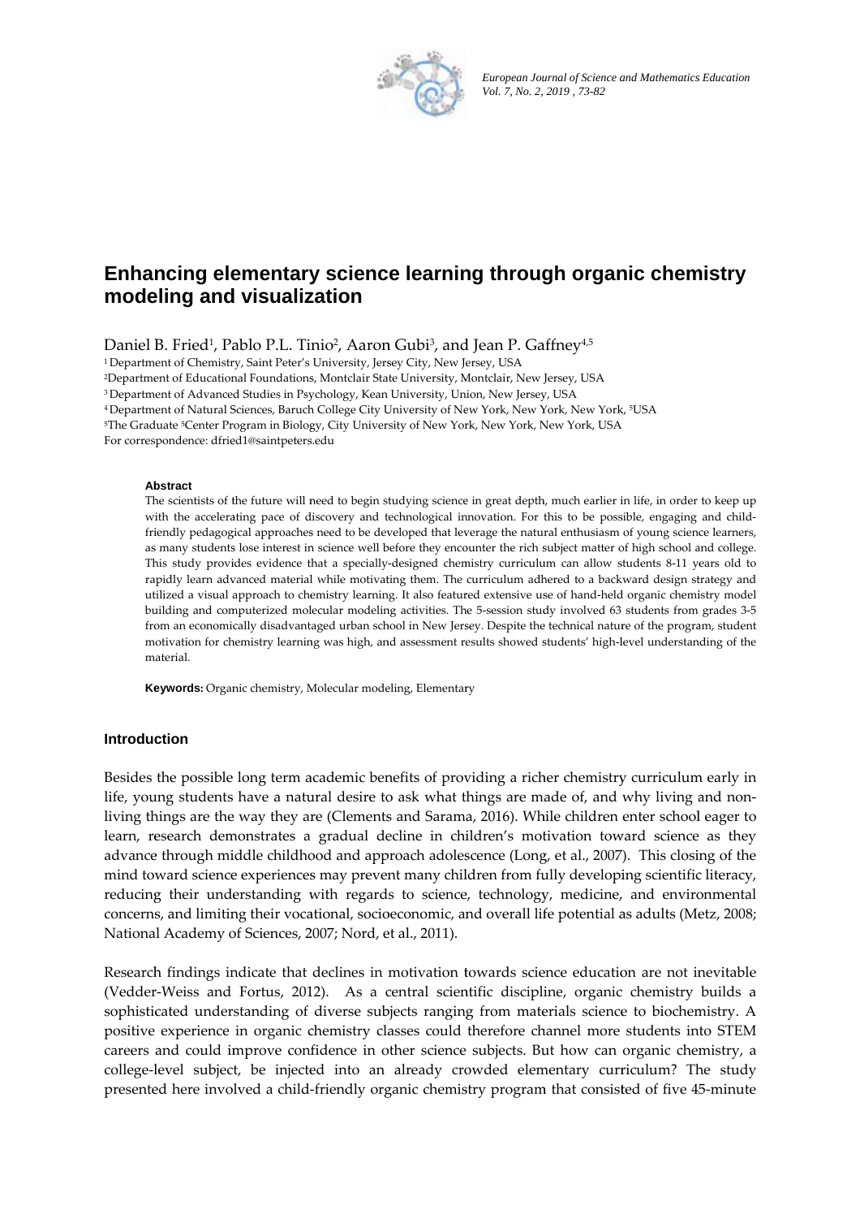# Enhancing elementary science learning through organic chemistry modeling and visualization

Daniel B. Fried[1], Pablo P.L. Tinio[2], Aaron Gubi[3], and Jean P. Gaffney[4,5]

[1] Department of Chemistry, Saint Peter's University, Jersey City, New Jersey, USA
[2] Department of Educational Foundations, Montclair State University, Montclair, New Jersey, USA
[3] Department of Advanced Studies in Psychology, Kean University, Union, New Jersey, USA
[4] Department of Natural Sciences, Baruch College City University of New York, New York, New York, [5]USA
[5] The Graduate [5]Center Program in Biology, City University of New York, New York, New York, USA
For correspondence: dfried1@saintpeters.edu

**Abstract**

The scientists of the future will need to begin studying science in great depth, much earlier in life, in order to keep up with the accelerating pace of discovery and technological innovation. For this to be possible, engaging and child-friendly pedagogical approaches need to be developed that leverage the natural enthusiasm of young science learners, as many students lose interest in science well before they encounter the rich subject matter of high school and college. This study provides evidence that a specially-designed chemistry curriculum can allow students 8-11 years old to rapidly learn advanced material while motivating them. The curriculum adhered to a backward design strategy and utilized a visual approach to chemistry learning. It also featured extensive use of hand-held organic chemistry model building and computerized molecular modeling activities. The 5-session study involved 63 students from grades 3-5 from an economically disadvantaged urban school in New Jersey. Despite the technical nature of the program, student motivation for chemistry learning was high, and assessment results showed students' high-level understanding of the material.

**Keywords:** Organic chemistry, Molecular modeling, Elementary

## Introduction

Besides the possible long term academic benefits of providing a richer chemistry curriculum early in life, young students have a natural desire to ask what things are made of, and why living and non-living things are the way they are (Clements and Sarama, 2016). While children enter school eager to learn, research demonstrates a gradual decline in children's motivation toward science as they advance through middle childhood and approach adolescence (Long, et al., 2007). This closing of the mind toward science experiences may prevent many children from fully developing scientific literacy, reducing their understanding with regards to science, technology, medicine, and environmental concerns, and limiting their vocational, socioeconomic, and overall life potential as adults (Metz, 2008; National Academy of Sciences, 2007; Nord, et al., 2011).

Research findings indicate that declines in motivation towards science education are not inevitable (Vedder-Weiss and Fortus, 2012). As a central scientific discipline, organic chemistry builds a sophisticated understanding of diverse subjects ranging from materials science to biochemistry. A positive experience in organic chemistry classes could therefore channel more students into STEM careers and could improve confidence in other science subjects. But how can organic chemistry, a college-level subject, be injected into an already crowded elementary curriculum? The study presented here involved a child-friendly organic chemistry program that consisted of five 45-minute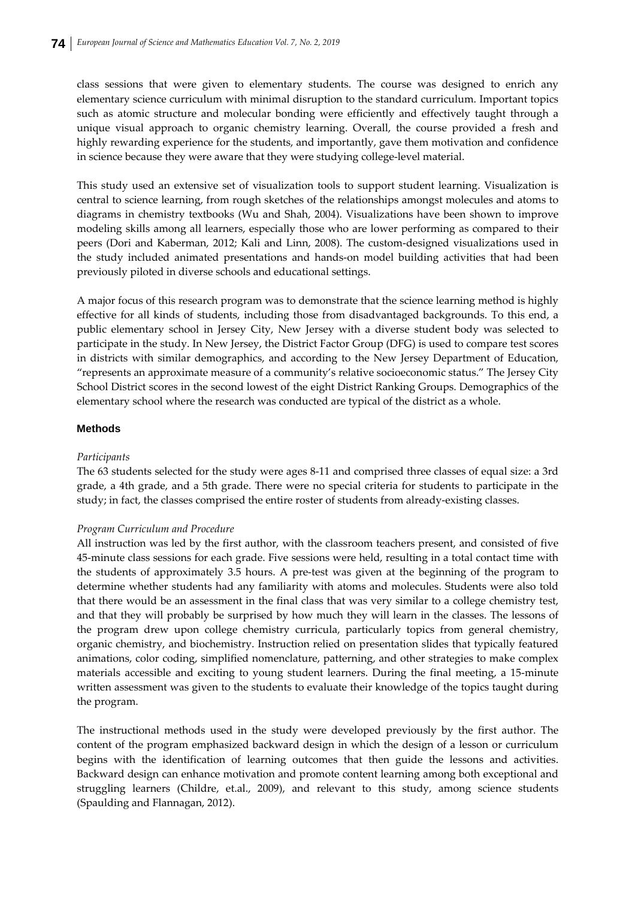class sessions that were given to elementary students. The course was designed to enrich any elementary science curriculum with minimal disruption to the standard curriculum. Important topics such as atomic structure and molecular bonding were efficiently and effectively taught through a unique visual approach to organic chemistry learning. Overall, the course provided a fresh and highly rewarding experience for the students, and importantly, gave them motivation and confidence in science because they were aware that they were studying college-level material.

This study used an extensive set of visualization tools to support student learning. Visualization is central to science learning, from rough sketches of the relationships amongst molecules and atoms to diagrams in chemistry textbooks (Wu and Shah, 2004). Visualizations have been shown to improve modeling skills among all learners, especially those who are lower performing as compared to their peers (Dori and Kaberman, 2012; Kali and Linn, 2008). The custom-designed visualizations used in the study included animated presentations and hands-on model building activities that had been previously piloted in diverse schools and educational settings.

A major focus of this research program was to demonstrate that the science learning method is highly effective for all kinds of students, including those from disadvantaged backgrounds. To this end, a public elementary school in Jersey City, New Jersey with a diverse student body was selected to participate in the study. In New Jersey, the District Factor Group (DFG) is used to compare test scores in districts with similar demographics, and according to the New Jersey Department of Education, "represents an approximate measure of a community's relative socioeconomic status." The Jersey City School District scores in the second lowest of the eight District Ranking Groups. Demographics of the elementary school where the research was conducted are typical of the district as a whole.

## Methods

*Participants*

The 63 students selected for the study were ages 8-11 and comprised three classes of equal size: a 3rd grade, a 4th grade, and a 5th grade. There were no special criteria for students to participate in the study; in fact, the classes comprised the entire roster of students from already-existing classes.

*Program Curriculum and Procedure*

All instruction was led by the first author, with the classroom teachers present, and consisted of five 45-minute class sessions for each grade. Five sessions were held, resulting in a total contact time with the students of approximately 3.5 hours. A pre-test was given at the beginning of the program to determine whether students had any familiarity with atoms and molecules. Students were also told that there would be an assessment in the final class that was very similar to a college chemistry test, and that they will probably be surprised by how much they will learn in the classes. The lessons of the program drew upon college chemistry curricula, particularly topics from general chemistry, organic chemistry, and biochemistry. Instruction relied on presentation slides that typically featured animations, color coding, simplified nomenclature, patterning, and other strategies to make complex materials accessible and exciting to young student learners. During the final meeting, a 15-minute written assessment was given to the students to evaluate their knowledge of the topics taught during the program.

The instructional methods used in the study were developed previously by the first author. The content of the program emphasized backward design in which the design of a lesson or curriculum begins with the identification of learning outcomes that then guide the lessons and activities. Backward design can enhance motivation and promote content learning among both exceptional and struggling learners (Childre, et.al., 2009), and relevant to this study, among science students (Spaulding and Flannagan, 2012).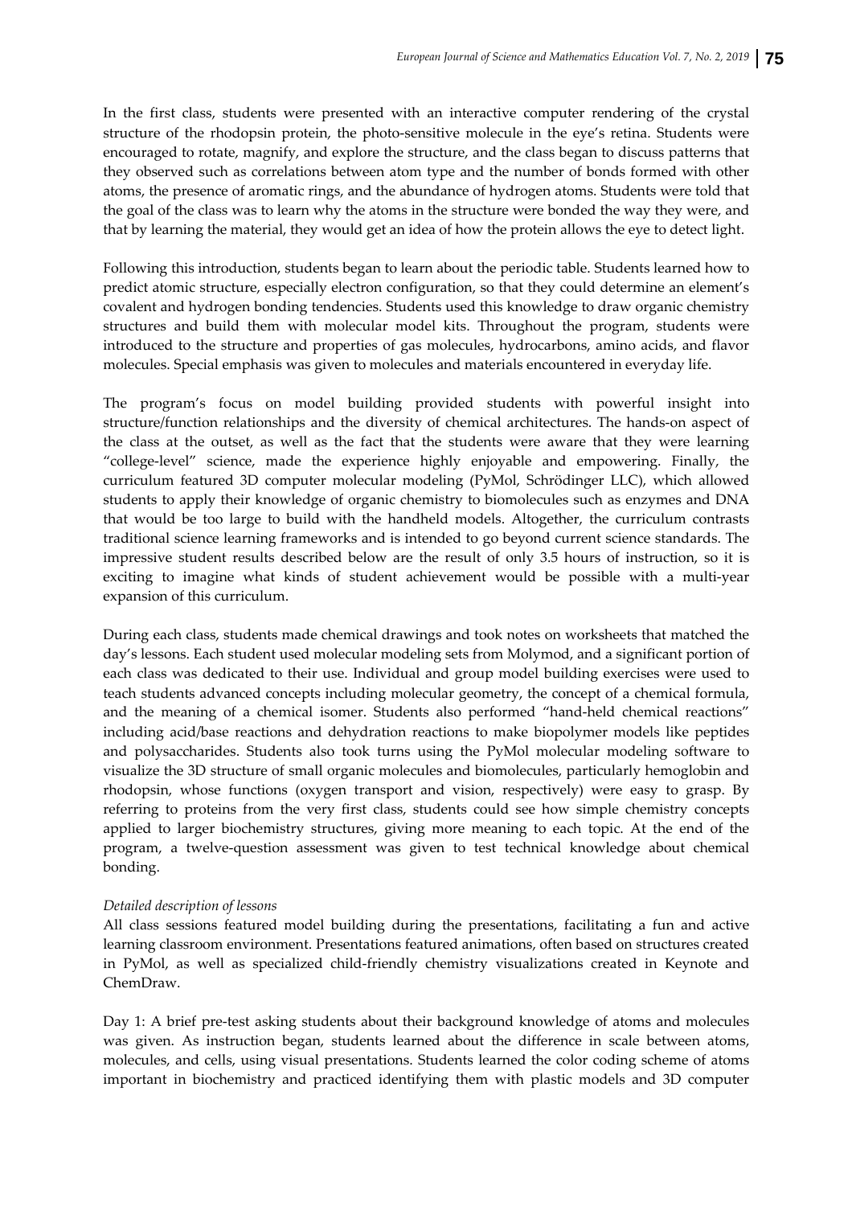In the first class, students were presented with an interactive computer rendering of the crystal structure of the rhodopsin protein, the photo-sensitive molecule in the eye's retina. Students were encouraged to rotate, magnify, and explore the structure, and the class began to discuss patterns that they observed such as correlations between atom type and the number of bonds formed with other atoms, the presence of aromatic rings, and the abundance of hydrogen atoms. Students were told that the goal of the class was to learn why the atoms in the structure were bonded the way they were, and that by learning the material, they would get an idea of how the protein allows the eye to detect light.

Following this introduction, students began to learn about the periodic table. Students learned how to predict atomic structure, especially electron configuration, so that they could determine an element's covalent and hydrogen bonding tendencies. Students used this knowledge to draw organic chemistry structures and build them with molecular model kits. Throughout the program, students were introduced to the structure and properties of gas molecules, hydrocarbons, amino acids, and flavor molecules. Special emphasis was given to molecules and materials encountered in everyday life.

The program's focus on model building provided students with powerful insight into structure/function relationships and the diversity of chemical architectures. The hands-on aspect of the class at the outset, as well as the fact that the students were aware that they were learning "college-level" science, made the experience highly enjoyable and empowering. Finally, the curriculum featured 3D computer molecular modeling (PyMol, Schrödinger LLC), which allowed students to apply their knowledge of organic chemistry to biomolecules such as enzymes and DNA that would be too large to build with the handheld models. Altogether, the curriculum contrasts traditional science learning frameworks and is intended to go beyond current science standards. The impressive student results described below are the result of only 3.5 hours of instruction, so it is exciting to imagine what kinds of student achievement would be possible with a multi-year expansion of this curriculum.

During each class, students made chemical drawings and took notes on worksheets that matched the day's lessons. Each student used molecular modeling sets from Molymod, and a significant portion of each class was dedicated to their use. Individual and group model building exercises were used to teach students advanced concepts including molecular geometry, the concept of a chemical formula, and the meaning of a chemical isomer. Students also performed "hand-held chemical reactions" including acid/base reactions and dehydration reactions to make biopolymer models like peptides and polysaccharides. Students also took turns using the PyMol molecular modeling software to visualize the 3D structure of small organic molecules and biomolecules, particularly hemoglobin and rhodopsin, whose functions (oxygen transport and vision, respectively) were easy to grasp. By referring to proteins from the very first class, students could see how simple chemistry concepts applied to larger biochemistry structures, giving more meaning to each topic. At the end of the program, a twelve-question assessment was given to test technical knowledge about chemical bonding.

*Detailed description of lessons*

All class sessions featured model building during the presentations, facilitating a fun and active learning classroom environment. Presentations featured animations, often based on structures created in PyMol, as well as specialized child-friendly chemistry visualizations created in Keynote and ChemDraw.

Day 1: A brief pre-test asking students about their background knowledge of atoms and molecules was given. As instruction began, students learned about the difference in scale between atoms, molecules, and cells, using visual presentations. Students learned the color coding scheme of atoms important in biochemistry and practiced identifying them with plastic models and 3D computer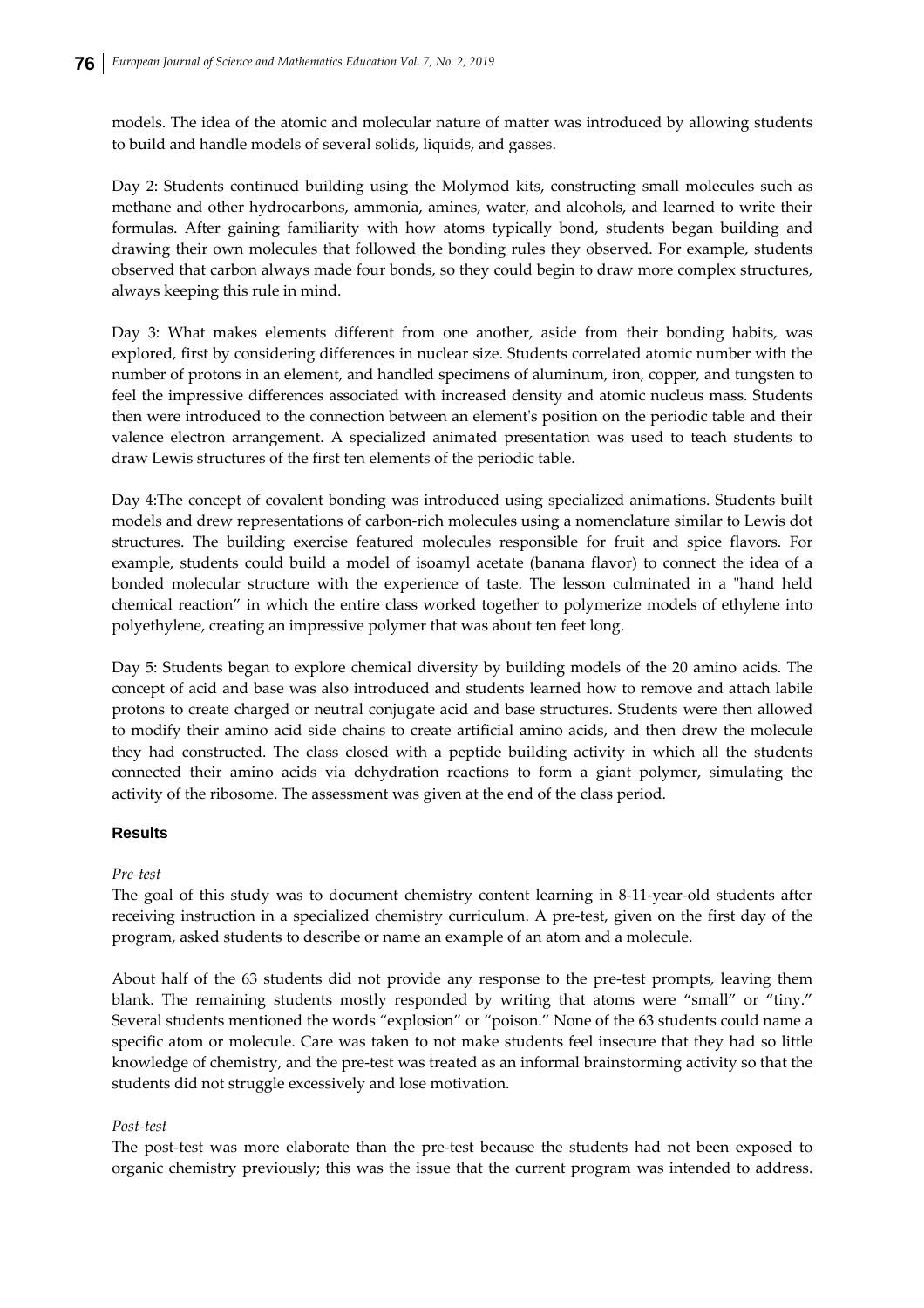models. The idea of the atomic and molecular nature of matter was introduced by allowing students to build and handle models of several solids, liquids, and gasses.

Day 2: Students continued building using the Molymod kits, constructing small molecules such as methane and other hydrocarbons, ammonia, amines, water, and alcohols, and learned to write their formulas. After gaining familiarity with how atoms typically bond, students began building and drawing their own molecules that followed the bonding rules they observed. For example, students observed that carbon always made four bonds, so they could begin to draw more complex structures, always keeping this rule in mind.

Day 3: What makes elements different from one another, aside from their bonding habits, was explored, first by considering differences in nuclear size. Students correlated atomic number with the number of protons in an element, and handled specimens of aluminum, iron, copper, and tungsten to feel the impressive differences associated with increased density and atomic nucleus mass. Students then were introduced to the connection between an element's position on the periodic table and their valence electron arrangement. A specialized animated presentation was used to teach students to draw Lewis structures of the first ten elements of the periodic table.

Day 4:The concept of covalent bonding was introduced using specialized animations. Students built models and drew representations of carbon-rich molecules using a nomenclature similar to Lewis dot structures. The building exercise featured molecules responsible for fruit and spice flavors. For example, students could build a model of isoamyl acetate (banana flavor) to connect the idea of a bonded molecular structure with the experience of taste. The lesson culminated in a "hand held chemical reaction" in which the entire class worked together to polymerize models of ethylene into polyethylene, creating an impressive polymer that was about ten feet long.

Day 5: Students began to explore chemical diversity by building models of the 20 amino acids. The concept of acid and base was also introduced and students learned how to remove and attach labile protons to create charged or neutral conjugate acid and base structures. Students were then allowed to modify their amino acid side chains to create artificial amino acids, and then drew the molecule they had constructed. The class closed with a peptide building activity in which all the students connected their amino acids via dehydration reactions to form a giant polymer, simulating the activity of the ribosome. The assessment was given at the end of the class period.

## Results

*Pre-test*

The goal of this study was to document chemistry content learning in 8-11-year-old students after receiving instruction in a specialized chemistry curriculum. A pre-test, given on the first day of the program, asked students to describe or name an example of an atom and a molecule.

About half of the 63 students did not provide any response to the pre-test prompts, leaving them blank. The remaining students mostly responded by writing that atoms were "small" or "tiny." Several students mentioned the words "explosion" or "poison." None of the 63 students could name a specific atom or molecule. Care was taken to not make students feel insecure that they had so little knowledge of chemistry, and the pre-test was treated as an informal brainstorming activity so that the students did not struggle excessively and lose motivation.

*Post-test*

The post-test was more elaborate than the pre-test because the students had not been exposed to organic chemistry previously; this was the issue that the current program was intended to address.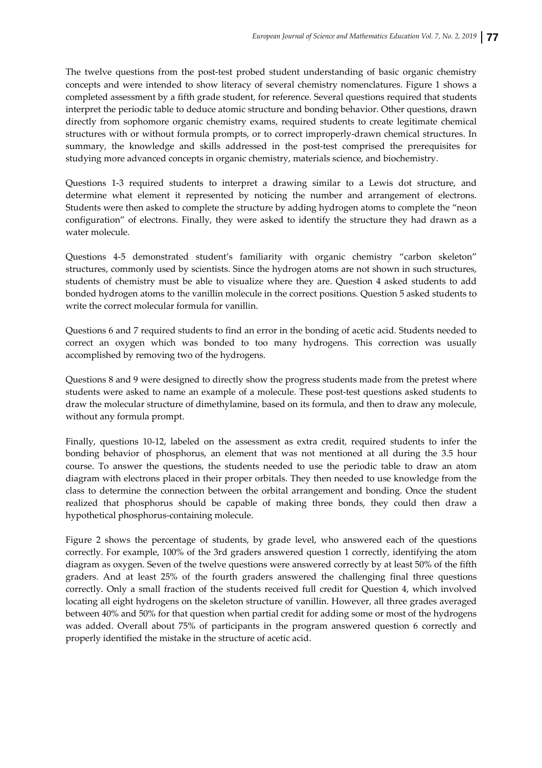The twelve questions from the post-test probed student understanding of basic organic chemistry concepts and were intended to show literacy of several chemistry nomenclatures. Figure 1 shows a completed assessment by a fifth grade student, for reference. Several questions required that students interpret the periodic table to deduce atomic structure and bonding behavior. Other questions, drawn directly from sophomore organic chemistry exams, required students to create legitimate chemical structures with or without formula prompts, or to correct improperly-drawn chemical structures. In summary, the knowledge and skills addressed in the post-test comprised the prerequisites for studying more advanced concepts in organic chemistry, materials science, and biochemistry.

Questions 1-3 required students to interpret a drawing similar to a Lewis dot structure, and determine what element it represented by noticing the number and arrangement of electrons. Students were then asked to complete the structure by adding hydrogen atoms to complete the "neon configuration" of electrons. Finally, they were asked to identify the structure they had drawn as a water molecule.

Questions 4-5 demonstrated student's familiarity with organic chemistry "carbon skeleton" structures, commonly used by scientists. Since the hydrogen atoms are not shown in such structures, students of chemistry must be able to visualize where they are. Question 4 asked students to add bonded hydrogen atoms to the vanillin molecule in the correct positions. Question 5 asked students to write the correct molecular formula for vanillin.

Questions 6 and 7 required students to find an error in the bonding of acetic acid. Students needed to correct an oxygen which was bonded to too many hydrogens. This correction was usually accomplished by removing two of the hydrogens.

Questions 8 and 9 were designed to directly show the progress students made from the pretest where students were asked to name an example of a molecule. These post-test questions asked students to draw the molecular structure of dimethylamine, based on its formula, and then to draw any molecule, without any formula prompt.

Finally, questions 10-12, labeled on the assessment as extra credit, required students to infer the bonding behavior of phosphorus, an element that was not mentioned at all during the 3.5 hour course. To answer the questions, the students needed to use the periodic table to draw an atom diagram with electrons placed in their proper orbitals. They then needed to use knowledge from the class to determine the connection between the orbital arrangement and bonding. Once the student realized that phosphorus should be capable of making three bonds, they could then draw a hypothetical phosphorus-containing molecule.

Figure 2 shows the percentage of students, by grade level, who answered each of the questions correctly. For example, 100% of the 3rd graders answered question 1 correctly, identifying the atom diagram as oxygen. Seven of the twelve questions were answered correctly by at least 50% of the fifth graders. And at least 25% of the fourth graders answered the challenging final three questions correctly. Only a small fraction of the students received full credit for Question 4, which involved locating all eight hydrogens on the skeleton structure of vanillin. However, all three grades averaged between 40% and 50% for that question when partial credit for adding some or most of the hydrogens was added. Overall about 75% of participants in the program answered question 6 correctly and properly identified the mistake in the structure of acetic acid.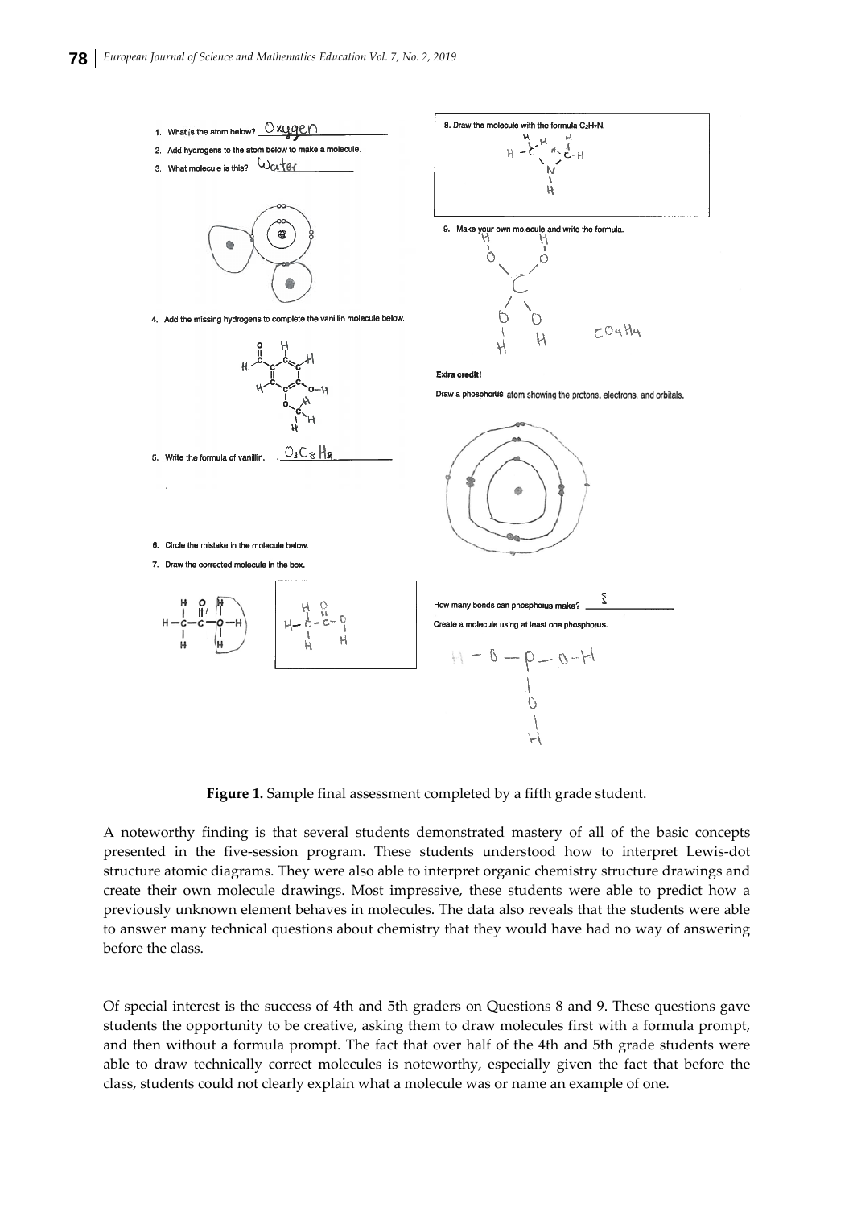**Figure 1.** Sample final assessment completed by a fifth grade student.

A noteworthy finding is that several students demonstrated mastery of all of the basic concepts presented in the five-session program. These students understood how to interpret Lewis-dot structure atomic diagrams. They were also able to interpret organic chemistry structure drawings and create their own molecule drawings. Most impressive, these students were able to predict how a previously unknown element behaves in molecules. The data also reveals that the students were able to answer many technical questions about chemistry that they would have had no way of answering before the class.

Of special interest is the success of 4th and 5th graders on Questions 8 and 9. These questions gave students the opportunity to be creative, asking them to draw molecules first with a formula prompt, and then without a formula prompt. The fact that over half of the 4th and 5th grade students were able to draw technically correct molecules is noteworthy, especially given the fact that before the class, students could not clearly explain what a molecule was or name an example of one.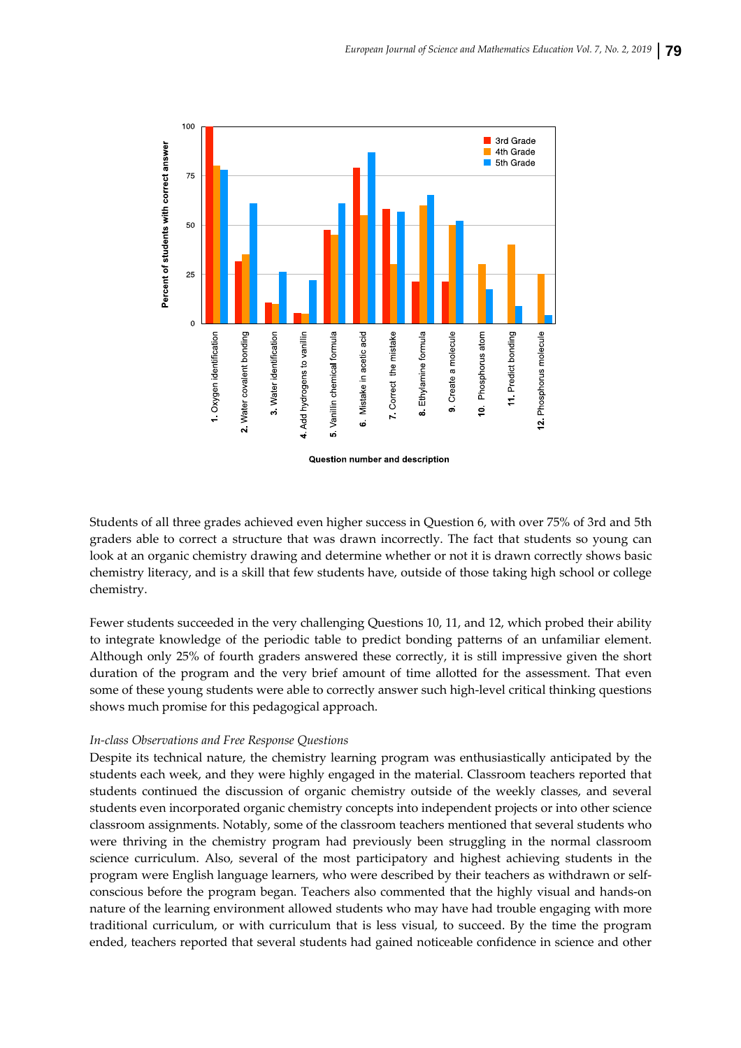Students of all three grades achieved even higher success in Question 6, with over 75% of 3rd and 5th graders able to correct a structure that was drawn incorrectly. The fact that students so young can look at an organic chemistry drawing and determine whether or not it is drawn correctly shows basic chemistry literacy, and is a skill that few students have, outside of those taking high school or college chemistry.

Fewer students succeeded in the very challenging Questions 10, 11, and 12, which probed their ability to integrate knowledge of the periodic table to predict bonding patterns of an unfamiliar element. Although only 25% of fourth graders answered these correctly, it is still impressive given the short duration of the program and the very brief amount of time allotted for the assessment. That even some of these young students were able to correctly answer such high-level critical thinking questions shows much promise for this pedagogical approach.

*In-class Observations and Free Response Questions*

Despite its technical nature, the chemistry learning program was enthusiastically anticipated by the students each week, and they were highly engaged in the material. Classroom teachers reported that students continued the discussion of organic chemistry outside of the weekly classes, and several students even incorporated organic chemistry concepts into independent projects or into other science classroom assignments. Notably, some of the classroom teachers mentioned that several students who were thriving in the chemistry program had previously been struggling in the normal classroom science curriculum. Also, several of the most participatory and highest achieving students in the program were English language learners, who were described by their teachers as withdrawn or self-conscious before the program began. Teachers also commented that the highly visual and hands-on nature of the learning environment allowed students who may have had trouble engaging with more traditional curriculum, or with curriculum that is less visual, to succeed. By the time the program ended, teachers reported that several students had gained noticeable confidence in science and other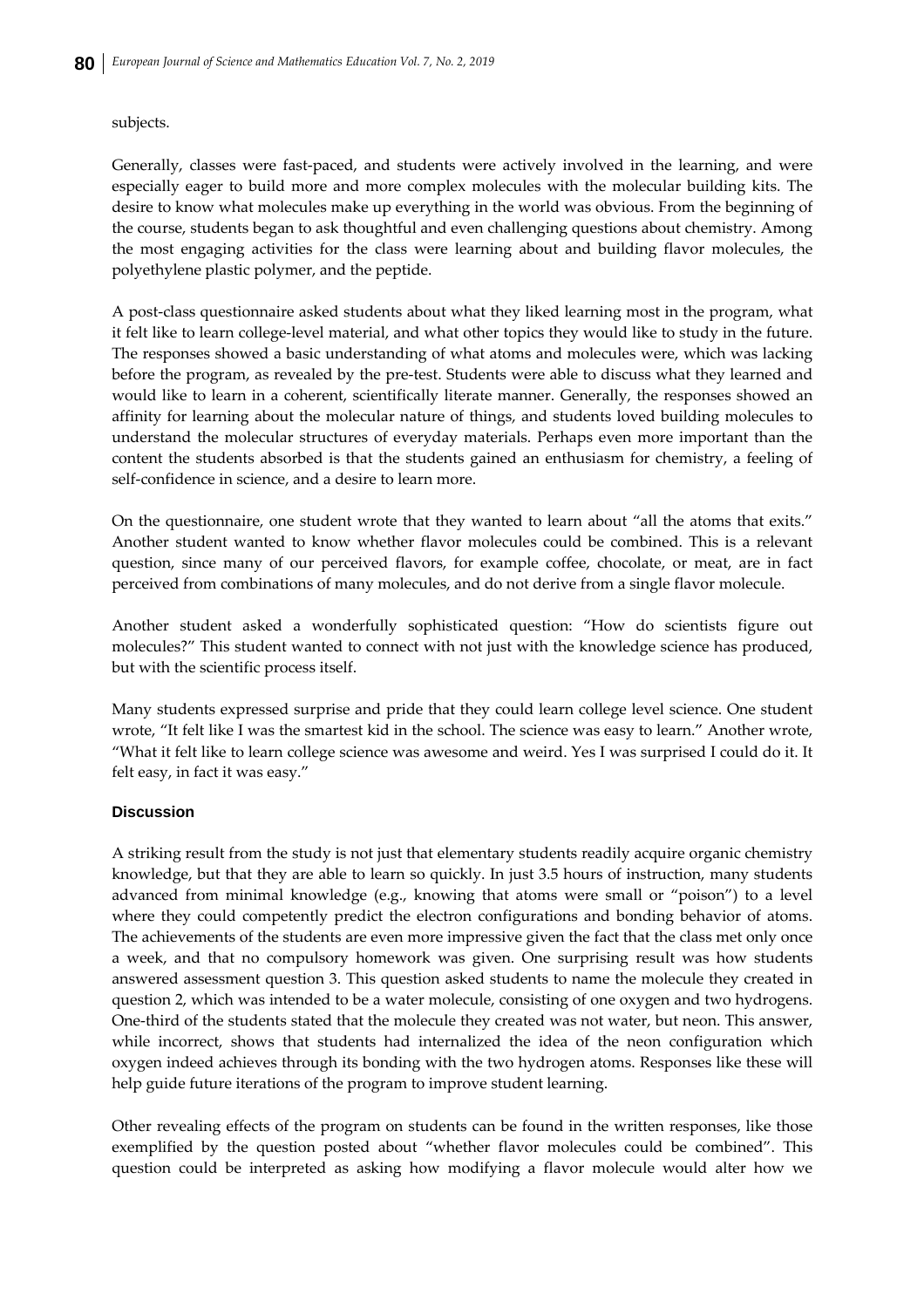subjects.

Generally, classes were fast-paced, and students were actively involved in the learning, and were especially eager to build more and more complex molecules with the molecular building kits. The desire to know what molecules make up everything in the world was obvious. From the beginning of the course, students began to ask thoughtful and even challenging questions about chemistry. Among the most engaging activities for the class were learning about and building flavor molecules, the polyethylene plastic polymer, and the peptide.

A post-class questionnaire asked students about what they liked learning most in the program, what it felt like to learn college-level material, and what other topics they would like to study in the future. The responses showed a basic understanding of what atoms and molecules were, which was lacking before the program, as revealed by the pre-test. Students were able to discuss what they learned and would like to learn in a coherent, scientifically literate manner. Generally, the responses showed an affinity for learning about the molecular nature of things, and students loved building molecules to understand the molecular structures of everyday materials. Perhaps even more important than the content the students absorbed is that the students gained an enthusiasm for chemistry, a feeling of self-confidence in science, and a desire to learn more.

On the questionnaire, one student wrote that they wanted to learn about "all the atoms that exits." Another student wanted to know whether flavor molecules could be combined. This is a relevant question, since many of our perceived flavors, for example coffee, chocolate, or meat, are in fact perceived from combinations of many molecules, and do not derive from a single flavor molecule.

Another student asked a wonderfully sophisticated question: "How do scientists figure out molecules?" This student wanted to connect with not just with the knowledge science has produced, but with the scientific process itself.

Many students expressed surprise and pride that they could learn college level science. One student wrote, "It felt like I was the smartest kid in the school. The science was easy to learn." Another wrote, "What it felt like to learn college science was awesome and weird. Yes I was surprised I could do it. It felt easy, in fact it was easy."

## Discussion

A striking result from the study is not just that elementary students readily acquire organic chemistry knowledge, but that they are able to learn so quickly. In just 3.5 hours of instruction, many students advanced from minimal knowledge (e.g., knowing that atoms were small or "poison") to a level where they could competently predict the electron configurations and bonding behavior of atoms. The achievements of the students are even more impressive given the fact that the class met only once a week, and that no compulsory homework was given. One surprising result was how students answered assessment question 3. This question asked students to name the molecule they created in question 2, which was intended to be a water molecule, consisting of one oxygen and two hydrogens. One-third of the students stated that the molecule they created was not water, but neon. This answer, while incorrect, shows that students had internalized the idea of the neon configuration which oxygen indeed achieves through its bonding with the two hydrogen atoms. Responses like these will help guide future iterations of the program to improve student learning.

Other revealing effects of the program on students can be found in the written responses, like those exemplified by the question posted about "whether flavor molecules could be combined". This question could be interpreted as asking how modifying a flavor molecule would alter how we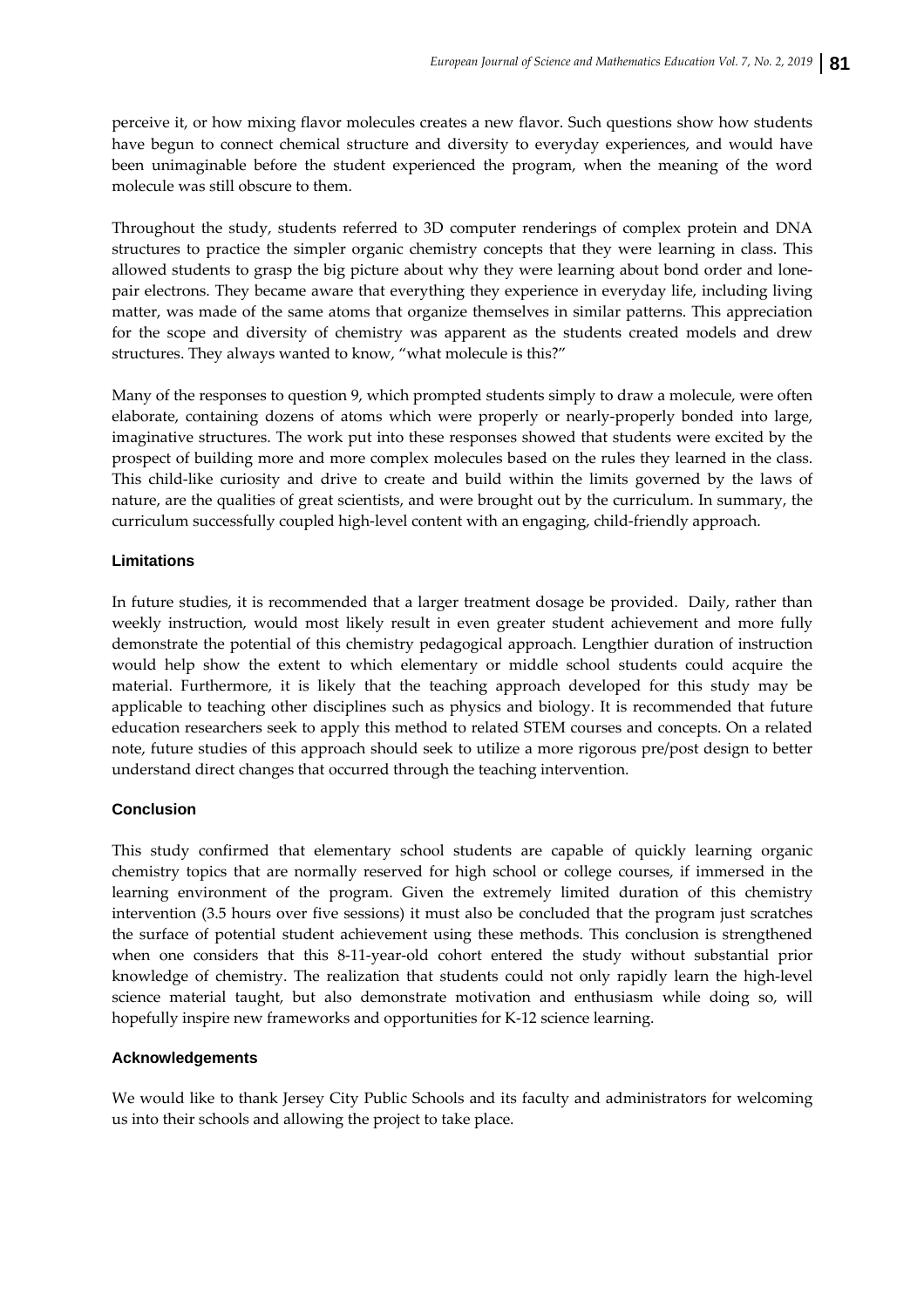perceive it, or how mixing flavor molecules creates a new flavor. Such questions show how students have begun to connect chemical structure and diversity to everyday experiences, and would have been unimaginable before the student experienced the program, when the meaning of the word molecule was still obscure to them.

Throughout the study, students referred to 3D computer renderings of complex protein and DNA structures to practice the simpler organic chemistry concepts that they were learning in class. This allowed students to grasp the big picture about why they were learning about bond order and lone-pair electrons. They became aware that everything they experience in everyday life, including living matter, was made of the same atoms that organize themselves in similar patterns. This appreciation for the scope and diversity of chemistry was apparent as the students created models and drew structures. They always wanted to know, "what molecule is this?"

Many of the responses to question 9, which prompted students simply to draw a molecule, were often elaborate, containing dozens of atoms which were properly or nearly-properly bonded into large, imaginative structures. The work put into these responses showed that students were excited by the prospect of building more and more complex molecules based on the rules they learned in the class. This child-like curiosity and drive to create and build within the limits governed by the laws of nature, are the qualities of great scientists, and were brought out by the curriculum. In summary, the curriculum successfully coupled high-level content with an engaging, child-friendly approach.

### Limitations

In future studies, it is recommended that a larger treatment dosage be provided. Daily, rather than weekly instruction, would most likely result in even greater student achievement and more fully demonstrate the potential of this chemistry pedagogical approach. Lengthier duration of instruction would help show the extent to which elementary or middle school students could acquire the material. Furthermore, it is likely that the teaching approach developed for this study may be applicable to teaching other disciplines such as physics and biology. It is recommended that future education researchers seek to apply this method to related STEM courses and concepts. On a related note, future studies of this approach should seek to utilize a more rigorous pre/post design to better understand direct changes that occurred through the teaching intervention.

### Conclusion

This study confirmed that elementary school students are capable of quickly learning organic chemistry topics that are normally reserved for high school or college courses, if immersed in the learning environment of the program. Given the extremely limited duration of this chemistry intervention (3.5 hours over five sessions) it must also be concluded that the program just scratches the surface of potential student achievement using these methods. This conclusion is strengthened when one considers that this 8-11-year-old cohort entered the study without substantial prior knowledge of chemistry. The realization that students could not only rapidly learn the high-level science material taught, but also demonstrate motivation and enthusiasm while doing so, will hopefully inspire new frameworks and opportunities for K-12 science learning.

### Acknowledgements

We would like to thank Jersey City Public Schools and its faculty and administrators for welcoming us into their schools and allowing the project to take place.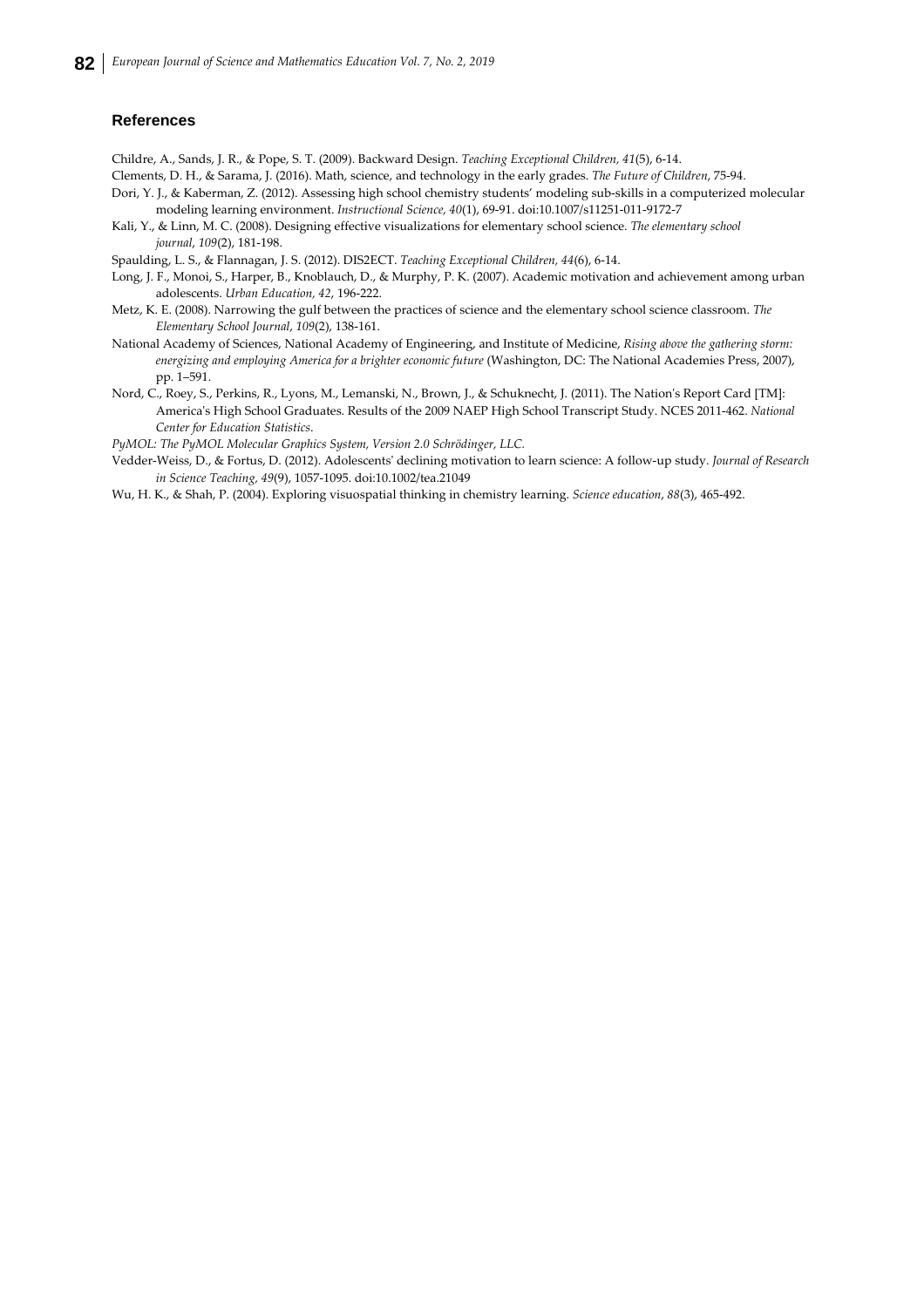## References

Childre, A., Sands, J. R., & Pope, S. T. (2009). Backward Design. *Teaching Exceptional Children, 41*(5), 6-14.

Clements, D. H., & Sarama, J. (2016). Math, science, and technology in the early grades. *The Future of Children*, 75-94.

Dori, Y. J., & Kaberman, Z. (2012). Assessing high school chemistry students' modeling sub-skills in a computerized molecular modeling learning environment. *Instructional Science, 40*(1), 69-91. doi:10.1007/s11251-011-9172-7

Kali, Y., & Linn, M. C. (2008). Designing effective visualizations for elementary school science. *The elementary school journal*, *109*(2), 181-198.

Spaulding, L. S., & Flannagan, J. S. (2012). DIS2ECT. *Teaching Exceptional Children, 44*(6), 6-14.

Long, J. F., Monoi, S., Harper, B., Knoblauch, D., & Murphy, P. K. (2007). Academic motivation and achievement among urban adolescents. *Urban Education, 42*, 196-222.

Metz, K. E. (2008). Narrowing the gulf between the practices of science and the elementary school science classroom. *The Elementary School Journal*, *109*(2), 138-161.

National Academy of Sciences, National Academy of Engineering, and Institute of Medicine, *Rising above the gathering storm: energizing and employing America for a brighter economic future* (Washington, DC: The National Academies Press, 2007), pp. 1–591.

Nord, C., Roey, S., Perkins, R., Lyons, M., Lemanski, N., Brown, J., & Schuknecht, J. (2011). The Nation's Report Card [TM]: America's High School Graduates. Results of the 2009 NAEP High School Transcript Study. NCES 2011-462. *National Center for Education Statistics*.

*PyMOL: The PyMOL Molecular Graphics System, Version 2.0 Schrödinger, LLC.*

Vedder-Weiss, D., & Fortus, D. (2012). Adolescents' declining motivation to learn science: A follow-up study. *Journal of Research in Science Teaching, 49*(9), 1057-1095. doi:10.1002/tea.21049

Wu, H. K., & Shah, P. (2004). Exploring visuospatial thinking in chemistry learning. *Science education*, *88*(3), 465-492.